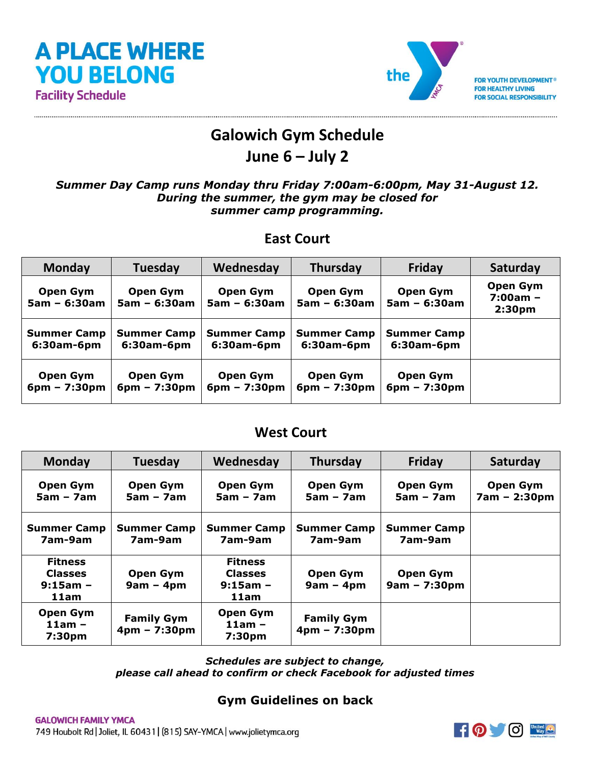# A PLACE WHERE YOU BELONG

Facility Schedule

the Y
FOR YOUTH DEVELOPMENT®
FOR HEALTHY LIVING
FOR SOCIAL RESPONSIBILITY

## Galowich Gym Schedule
## June 6 – July 2

***Summer Day Camp runs Monday thru Friday 7:00am-6:00pm, May 31-August 12. During the summer, the gym may be closed for summer camp programming.***

### East Court

| Monday | Tuesday | Wednesday | Thursday | Friday | Saturday |
|---|---|---|---|---|---|
| **Open Gym 5am – 6:30am** | **Open Gym 5am – 6:30am** | **Open Gym 5am – 6:30am** | **Open Gym 5am – 6:30am** | **Open Gym 5am – 6:30am** | **Open Gym 7:00am – 2:30pm** |
| **Summer Camp 6:30am-6pm** | **Summer Camp 6:30am-6pm** | **Summer Camp 6:30am-6pm** | **Summer Camp 6:30am-6pm** | **Summer Camp 6:30am-6pm** | |
| **Open Gym 6pm – 7:30pm** | **Open Gym 6pm – 7:30pm** | **Open Gym 6pm – 7:30pm** | **Open Gym 6pm – 7:30pm** | **Open Gym 6pm – 7:30pm** | |

### West Court

| Monday | Tuesday | Wednesday | Thursday | Friday | Saturday |
|---|---|---|---|---|---|
| **Open Gym 5am – 7am** | **Open Gym 5am – 7am** | **Open Gym 5am – 7am** | **Open Gym 5am – 7am** | **Open Gym 5am – 7am** | **Open Gym 7am – 2:30pm** |
| **Summer Camp 7am-9am** | **Summer Camp 7am-9am** | **Summer Camp 7am-9am** | **Summer Camp 7am-9am** | **Summer Camp 7am-9am** | |
| **Fitness Classes 9:15am – 11am** | **Open Gym 9am – 4pm** | **Fitness Classes 9:15am – 11am** | **Open Gym 9am – 4pm** | **Open Gym 9am – 7:30pm** | |
| **Open Gym 11am – 7:30pm** | **Family Gym 4pm – 7:30pm** | **Open Gym 11am – 7:30pm** | **Family Gym 4pm – 7:30pm** | | |

***Schedules are subject to change, please call ahead to confirm or check Facebook for adjusted times***

**Gym Guidelines on back**

**GALOWICH FAMILY YMCA**
749 Houbolt Rd | Joliet, IL 60431 | (815) SAY-YMCA | www.jolietymca.org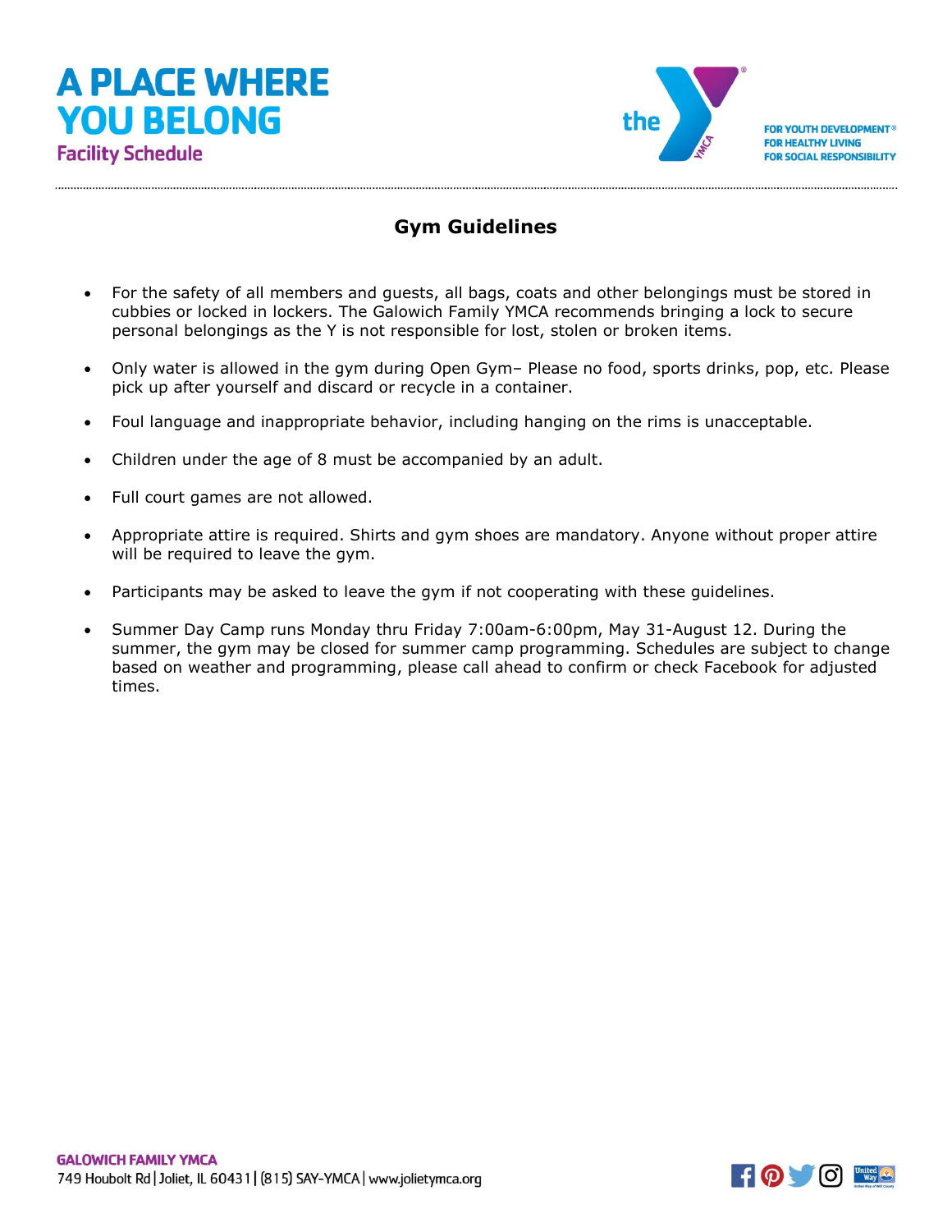# A PLACE WHERE YOU BELONG

Facility Schedule

FOR YOUTH DEVELOPMENT®
FOR HEALTHY LIVING
FOR SOCIAL RESPONSIBILITY

## Gym Guidelines

- For the safety of all members and guests, all bags, coats and other belongings must be stored in cubbies or locked in lockers. The Galowich Family YMCA recommends bringing a lock to secure personal belongings as the Y is not responsible for lost, stolen or broken items.
- Only water is allowed in the gym during Open Gym– Please no food, sports drinks, pop, etc. Please pick up after yourself and discard or recycle in a container.
- Foul language and inappropriate behavior, including hanging on the rims is unacceptable.
- Children under the age of 8 must be accompanied by an adult.
- Full court games are not allowed.
- Appropriate attire is required. Shirts and gym shoes are mandatory. Anyone without proper attire will be required to leave the gym.
- Participants may be asked to leave the gym if not cooperating with these guidelines.
- Summer Day Camp runs Monday thru Friday 7:00am-6:00pm, May 31-August 12. During the summer, the gym may be closed for summer camp programming. Schedules are subject to change based on weather and programming, please call ahead to confirm or check Facebook for adjusted times.

GALOWICH FAMILY YMCA
749 Houbolt Rd | Joliet, IL 60431 | (815) SAY-YMCA | www.jolietymca.org